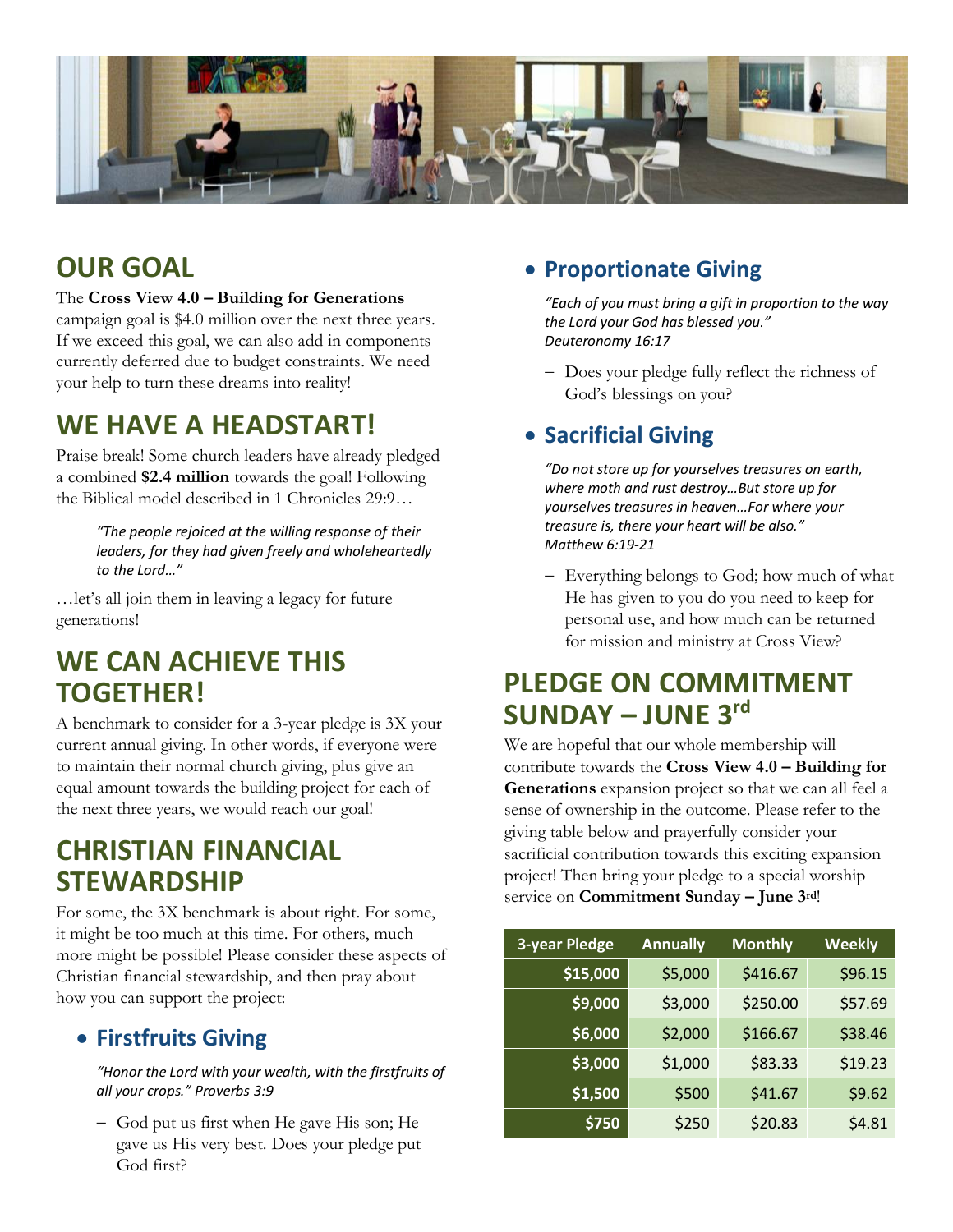## OUR GOAL

The **Cross View 4.0 – Building for Generations** campaign goal is $4.0 million over the next three years. If we exceed this goal, we can also add in components currently deferred due to budget constraints. We need your help to turn these dreams into reality!

## WE HAVE A HEADSTART!

Praise break! Some church leaders have already pledged a combined **$2.4 million** towards the goal! Following the Biblical model described in 1 Chronicles 29:9…

> *"The people rejoiced at the willing response of their leaders, for they had given freely and wholeheartedly to the Lord…"*

…let's all join them in leaving a legacy for future generations!

## WE CAN ACHIEVE THIS TOGETHER!

A benchmark to consider for a 3-year pledge is 3X your current annual giving. In other words, if everyone were to maintain their normal church giving, plus give an equal amount towards the building project for each of the next three years, we would reach our goal!

## CHRISTIAN FINANCIAL STEWARDSHIP

For some, the 3X benchmark is about right. For some, it might be too much at this time. For others, much more might be possible! Please consider these aspects of Christian financial stewardship, and then pray about how you can support the project:

- **Firstfruits Giving**

  *"Honor the Lord with your wealth, with the firstfruits of all your crops." Proverbs 3:9*

  – God put us first when He gave His son; He gave us His very best. Does your pledge put God first?

- **Proportionate Giving**

  *"Each of you must bring a gift in proportion to the way the Lord your God has blessed you." Deuteronomy 16:17*

  – Does your pledge fully reflect the richness of God's blessings on you?

- **Sacrificial Giving**

  *"Do not store up for yourselves treasures on earth, where moth and rust destroy…But store up for yourselves treasures in heaven…For where your treasure is, there your heart will be also." Matthew 6:19-21*

  – Everything belongs to God; how much of what He has given to you do you need to keep for personal use, and how much can be returned for mission and ministry at Cross View?

## PLEDGE ON COMMITMENT SUNDAY – JUNE 3rd

We are hopeful that our whole membership will contribute towards the **Cross View 4.0 – Building for Generations** expansion project so that we can all feel a sense of ownership in the outcome. Please refer to the giving table below and prayerfully consider your sacrificial contribution towards this exciting expansion project! Then bring your pledge to a special worship service on **Commitment Sunday – June 3rd**!

| 3-year Pledge | Annually | Monthly | Weekly |
|---|---|---|---|
| $15,000 | $5,000 | $416.67 | $96.15 |
| $9,000 | $3,000 | $250.00 | $57.69 |
| $6,000 | $2,000 | $166.67 | $38.46 |
| $3,000 | $1,000 | $83.33 | $19.23 |
| $1,500 | $500 | $41.67 | $9.62 |
| $750 | $250 | $20.83 | $4.81 |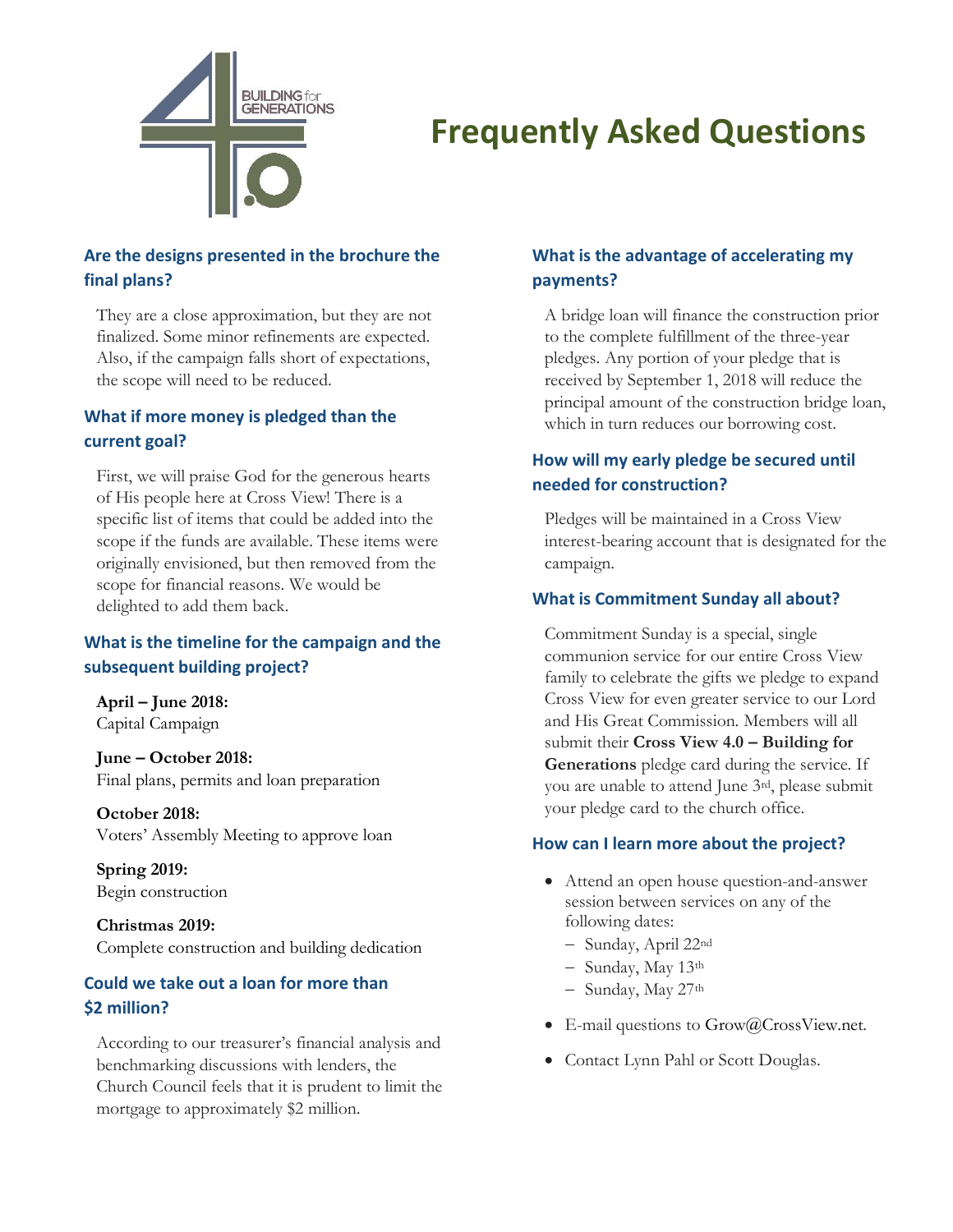BUILDING for GENERATIONS

# Frequently Asked Questions

### Are the designs presented in the brochure the final plans?

They are a close approximation, but they are not finalized. Some minor refinements are expected. Also, if the campaign falls short of expectations, the scope will need to be reduced.

### What if more money is pledged than the current goal?

First, we will praise God for the generous hearts of His people here at Cross View! There is a specific list of items that could be added into the scope if the funds are available. These items were originally envisioned, but then removed from the scope for financial reasons. We would be delighted to add them back.

### What is the timeline for the campaign and the subsequent building project?

**April – June 2018:**
Capital Campaign

**June – October 2018:**
Final plans, permits and loan preparation

**October 2018:**
Voters' Assembly Meeting to approve loan

**Spring 2019:**
Begin construction

**Christmas 2019:**
Complete construction and building dedication

### Could we take out a loan for more than $2 million?

According to our treasurer's financial analysis and benchmarking discussions with lenders, the Church Council feels that it is prudent to limit the mortgage to approximately $2 million.

### What is the advantage of accelerating my payments?

A bridge loan will finance the construction prior to the complete fulfillment of the three-year pledges. Any portion of your pledge that is received by September 1, 2018 will reduce the principal amount of the construction bridge loan, which in turn reduces our borrowing cost.

### How will my early pledge be secured until needed for construction?

Pledges will be maintained in a Cross View interest-bearing account that is designated for the campaign.

### What is Commitment Sunday all about?

Commitment Sunday is a special, single communion service for our entire Cross View family to celebrate the gifts we pledge to expand Cross View for even greater service to our Lord and His Great Commission. Members will all submit their **Cross View 4.0 – Building for Generations** pledge card during the service. If you are unable to attend June 3rd, please submit your pledge card to the church office.

### How can I learn more about the project?

- Attend an open house question-and-answer session between services on any of the following dates:
  - Sunday, April 22nd
  - Sunday, May 13th
  - Sunday, May 27th
- E-mail questions to Grow@CrossView.net.
- Contact Lynn Pahl or Scott Douglas.